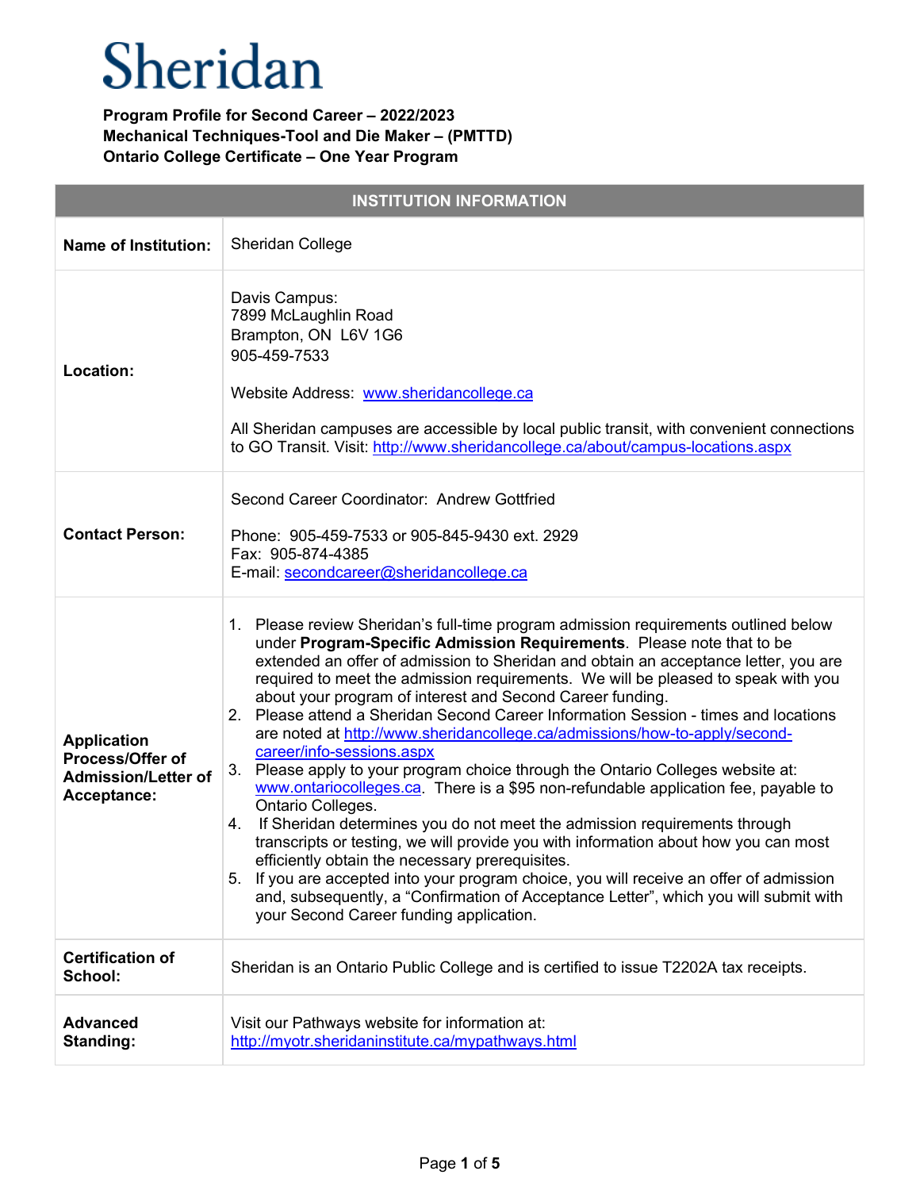# Sheridan

**Program Profile for Second Career – 2022/2023**
**Mechanical Techniques-Tool and Die Maker – (PMTTD)**
**Ontario College Certificate – One Year Program**

| INSTITUTION INFORMATION | |
|---|---|
| **Name of Institution:** | Sheridan College |
| **Location:** | Davis Campus:<br>7899 McLaughlin Road<br>Brampton, ON L6V 1G6<br>905-459-7533<br><br>Website Address: www.sheridancollege.ca<br><br>All Sheridan campuses are accessible by local public transit, with convenient connections to GO Transit. Visit: http://www.sheridancollege.ca/about/campus-locations.aspx |
| **Contact Person:** | Second Career Coordinator: Andrew Gottfried<br><br>Phone: 905-459-7533 or 905-845-9430 ext. 2929<br>Fax: 905-874-4385<br>E-mail: secondcareer@sheridancollege.ca |
| **Application Process/Offer of Admission/Letter of Acceptance:** | 1. Please review Sheridan's full-time program admission requirements outlined below under **Program-Specific Admission Requirements**. Please note that to be extended an offer of admission to Sheridan and obtain an acceptance letter, you are required to meet the admission requirements. We will be pleased to speak with you about your program of interest and Second Career funding.<br>2. Please attend a Sheridan Second Career Information Session - times and locations are noted at http://www.sheridancollege.ca/admissions/how-to-apply/second-career/info-sessions.aspx<br>3. Please apply to your program choice through the Ontario Colleges website at: www.ontariocolleges.ca. There is a $95 non-refundable application fee, payable to Ontario Colleges.<br>4. If Sheridan determines you do not meet the admission requirements through transcripts or testing, we will provide you with information about how you can most efficiently obtain the necessary prerequisites.<br>5. If you are accepted into your program choice, you will receive an offer of admission and, subsequently, a "Confirmation of Acceptance Letter", which you will submit with your Second Career funding application. |
| **Certification of School:** | Sheridan is an Ontario Public College and is certified to issue T2202A tax receipts. |
| **Advanced Standing:** | Visit our Pathways website for information at:<br>http://myotr.sheridaninstitute.ca/mypathways.html |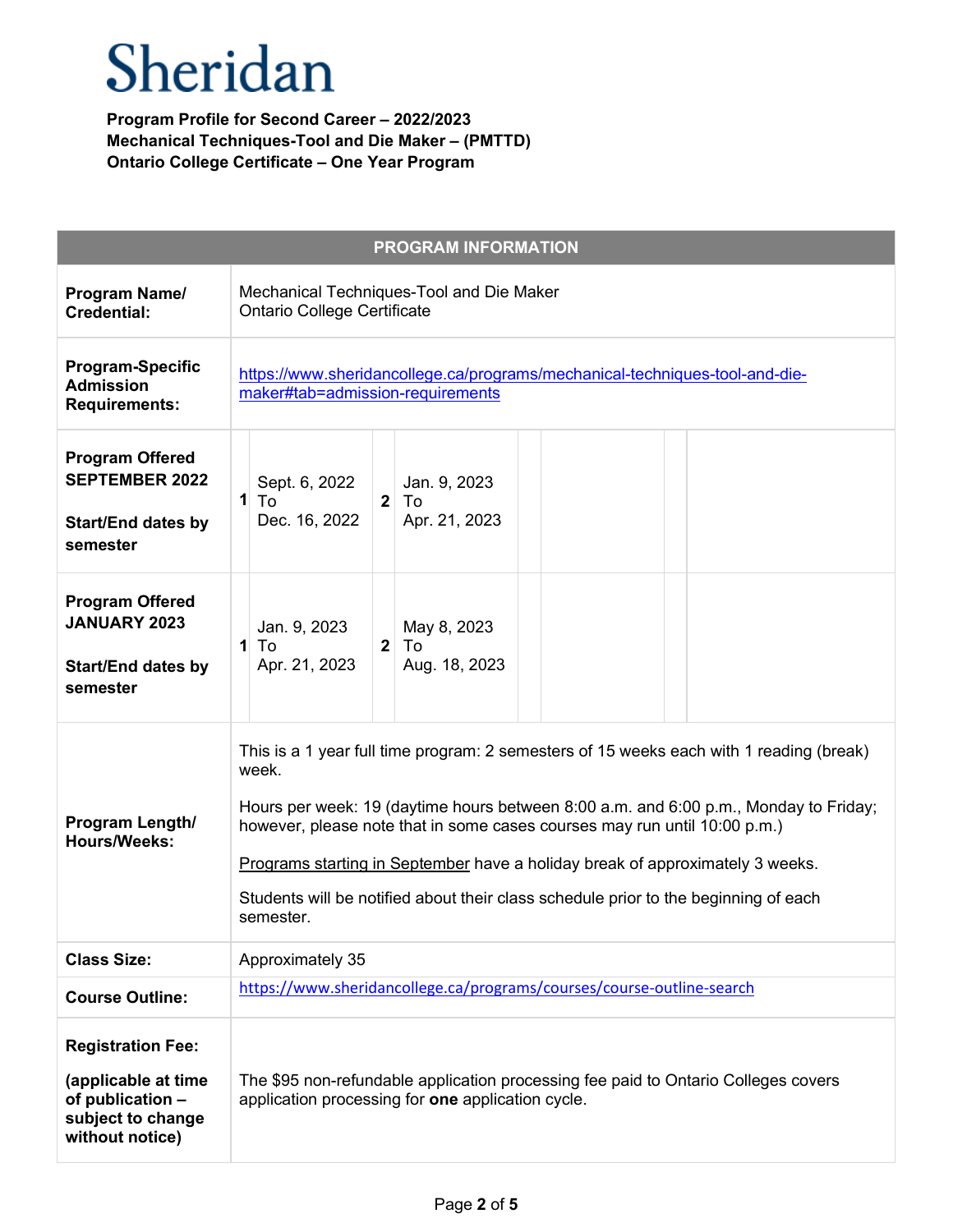Sheridan

**Program Profile for Second Career – 2022/2023**
**Mechanical Techniques-Tool and Die Maker – (PMTTD)**
**Ontario College Certificate – One Year Program**

| PROGRAM INFORMATION | |
|---|---|
| **Program Name/ Credential:** | Mechanical Techniques-Tool and Die Maker<br>Ontario College Certificate |
| **Program-Specific Admission Requirements:** | https://www.sheridancollege.ca/programs/mechanical-techniques-tool-and-die-maker#tab=admission-requirements |
| **Program Offered SEPTEMBER 2022**<br><br>**Start/End dates by semester** | **1** Sept. 6, 2022 To Dec. 16, 2022<br>**2** Jan. 9, 2023 To Apr. 21, 2023 |
| **Program Offered JANUARY 2023**<br><br>**Start/End dates by semester** | **1** Jan. 9, 2023 To Apr. 21, 2023<br>**2** May 8, 2023 To Aug. 18, 2023 |
| **Program Length/ Hours/Weeks:** | This is a 1 year full time program: 2 semesters of 15 weeks each with 1 reading (break) week.<br><br>Hours per week: 19 (daytime hours between 8:00 a.m. and 6:00 p.m., Monday to Friday; however, please note that in some cases courses may run until 10:00 p.m.)<br><br>Programs starting in September have a holiday break of approximately 3 weeks.<br><br>Students will be notified about their class schedule prior to the beginning of each semester. |
| **Class Size:** | Approximately 35 |
| **Course Outline:** | https://www.sheridancollege.ca/programs/courses/course-outline-search |
| **Registration Fee:**<br><br>**(applicable at time of publication – subject to change without notice)** | The $95 non-refundable application processing fee paid to Ontario Colleges covers application processing for **one** application cycle. |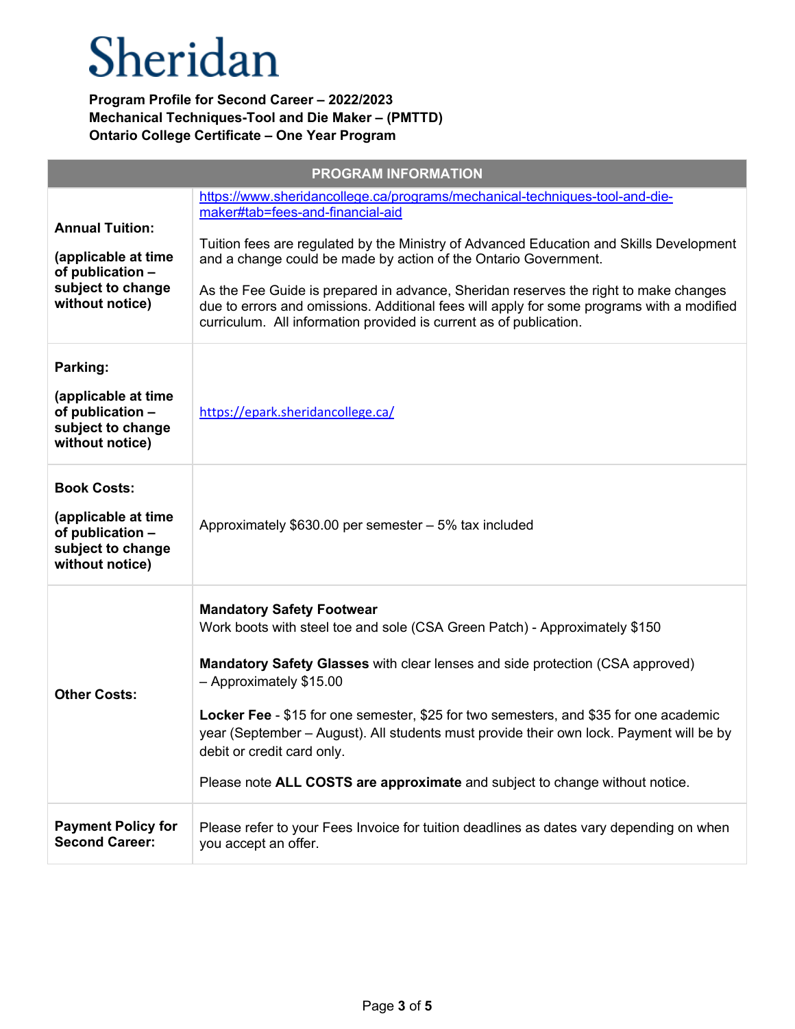# Sheridan

**Program Profile for Second Career – 2022/2023**
**Mechanical Techniques-Tool and Die Maker – (PMTTD)**
**Ontario College Certificate – One Year Program**

| PROGRAM INFORMATION | |
|---|---|
| **Annual Tuition:**<br><br>**(applicable at time of publication – subject to change without notice)** | https://www.sheridancollege.ca/programs/mechanical-techniques-tool-and-die-maker#tab=fees-and-financial-aid<br><br>Tuition fees are regulated by the Ministry of Advanced Education and Skills Development and a change could be made by action of the Ontario Government.<br><br>As the Fee Guide is prepared in advance, Sheridan reserves the right to make changes due to errors and omissions. Additional fees will apply for some programs with a modified curriculum. All information provided is current as of publication. |
| **Parking:**<br><br>**(applicable at time of publication – subject to change without notice)** | https://epark.sheridancollege.ca/ |
| **Book Costs:**<br><br>**(applicable at time of publication – subject to change without notice)** | Approximately $630.00 per semester – 5% tax included |
| **Other Costs:** | **Mandatory Safety Footwear**<br>Work boots with steel toe and sole (CSA Green Patch) - Approximately $150<br><br>**Mandatory Safety Glasses** with clear lenses and side protection (CSA approved) – Approximately $15.00<br><br>**Locker Fee** - $15 for one semester, $25 for two semesters, and $35 for one academic year (September – August). All students must provide their own lock. Payment will be by debit or credit card only.<br><br>Please note **ALL COSTS are approximate** and subject to change without notice. |
| **Payment Policy for Second Career:** | Please refer to your Fees Invoice for tuition deadlines as dates vary depending on when you accept an offer. |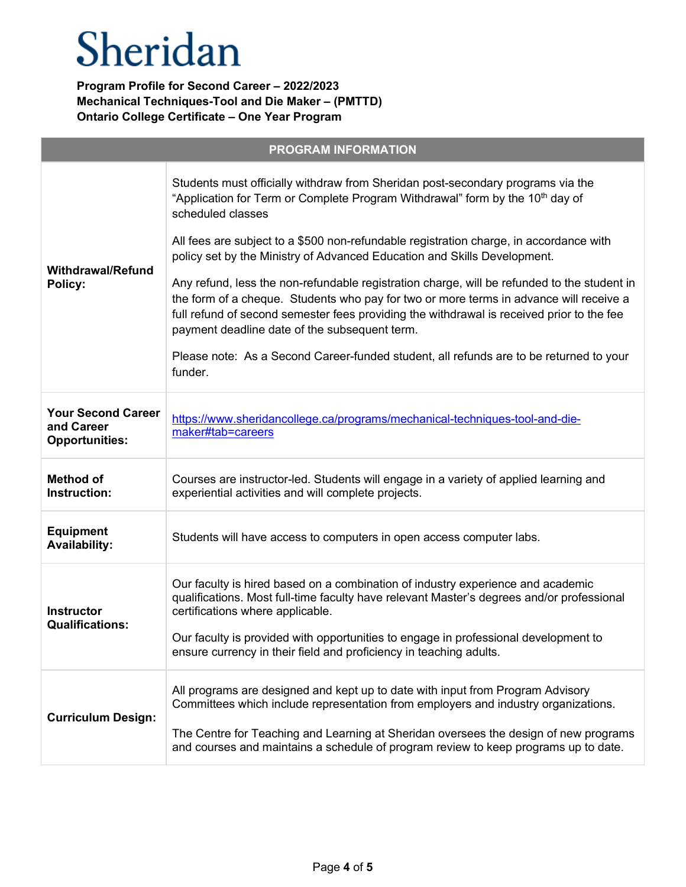# Sheridan

**Program Profile for Second Career – 2022/2023**
**Mechanical Techniques-Tool and Die Maker – (PMTTD)**
**Ontario College Certificate – One Year Program**

| PROGRAM INFORMATION | |
|---|---|
| **Withdrawal/Refund Policy:** | Students must officially withdraw from Sheridan post-secondary programs via the "Application for Term or Complete Program Withdrawal" form by the 10th day of scheduled classes<br><br>All fees are subject to a $500 non-refundable registration charge, in accordance with policy set by the Ministry of Advanced Education and Skills Development.<br><br>Any refund, less the non-refundable registration charge, will be refunded to the student in the form of a cheque. Students who pay for two or more terms in advance will receive a full refund of second semester fees providing the withdrawal is received prior to the fee payment deadline date of the subsequent term.<br><br>Please note: As a Second Career-funded student, all refunds are to be returned to your funder. |
| **Your Second Career and Career Opportunities:** | https://www.sheridancollege.ca/programs/mechanical-techniques-tool-and-die-maker#tab=careers |
| **Method of Instruction:** | Courses are instructor-led. Students will engage in a variety of applied learning and experiential activities and will complete projects. |
| **Equipment Availability:** | Students will have access to computers in open access computer labs. |
| **Instructor Qualifications:** | Our faculty is hired based on a combination of industry experience and academic qualifications. Most full-time faculty have relevant Master's degrees and/or professional certifications where applicable.<br><br>Our faculty is provided with opportunities to engage in professional development to ensure currency in their field and proficiency in teaching adults. |
| **Curriculum Design:** | All programs are designed and kept up to date with input from Program Advisory Committees which include representation from employers and industry organizations.<br><br>The Centre for Teaching and Learning at Sheridan oversees the design of new programs and courses and maintains a schedule of program review to keep programs up to date. |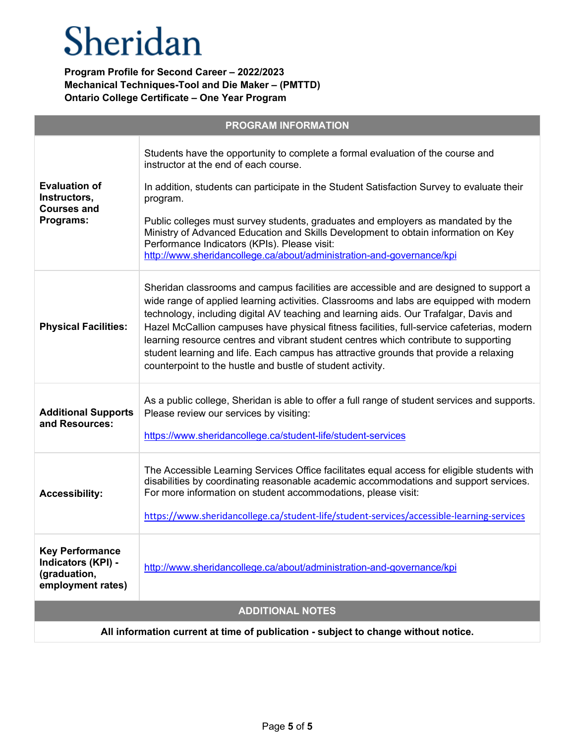# Sheridan

**Program Profile for Second Career – 2022/2023**
**Mechanical Techniques-Tool and Die Maker – (PMTTD)**
**Ontario College Certificate – One Year Program**

| PROGRAM INFORMATION | |
|---|---|
| **Evaluation of Instructors, Courses and Programs:** | Students have the opportunity to complete a formal evaluation of the course and instructor at the end of each course.<br><br>In addition, students can participate in the Student Satisfaction Survey to evaluate their program.<br><br>Public colleges must survey students, graduates and employers as mandated by the Ministry of Advanced Education and Skills Development to obtain information on Key Performance Indicators (KPIs). Please visit: http://www.sheridancollege.ca/about/administration-and-governance/kpi |
| **Physical Facilities:** | Sheridan classrooms and campus facilities are accessible and are designed to support a wide range of applied learning activities. Classrooms and labs are equipped with modern technology, including digital AV teaching and learning aids. Our Trafalgar, Davis and Hazel McCallion campuses have physical fitness facilities, full-service cafeterias, modern learning resource centres and vibrant student centres which contribute to supporting student learning and life. Each campus has attractive grounds that provide a relaxing counterpoint to the hustle and bustle of student activity. |
| **Additional Supports and Resources:** | As a public college, Sheridan is able to offer a full range of student services and supports. Please review our services by visiting:<br><br>https://www.sheridancollege.ca/student-life/student-services |
| **Accessibility:** | The Accessible Learning Services Office facilitates equal access for eligible students with disabilities by coordinating reasonable academic accommodations and support services. For more information on student accommodations, please visit:<br><br>https://www.sheridancollege.ca/student-life/student-services/accessible-learning-services |
| **Key Performance Indicators (KPI) - (graduation, employment rates)** | http://www.sheridancollege.ca/about/administration-and-governance/kpi |

## ADDITIONAL NOTES

**All information current at time of publication - subject to change without notice.**